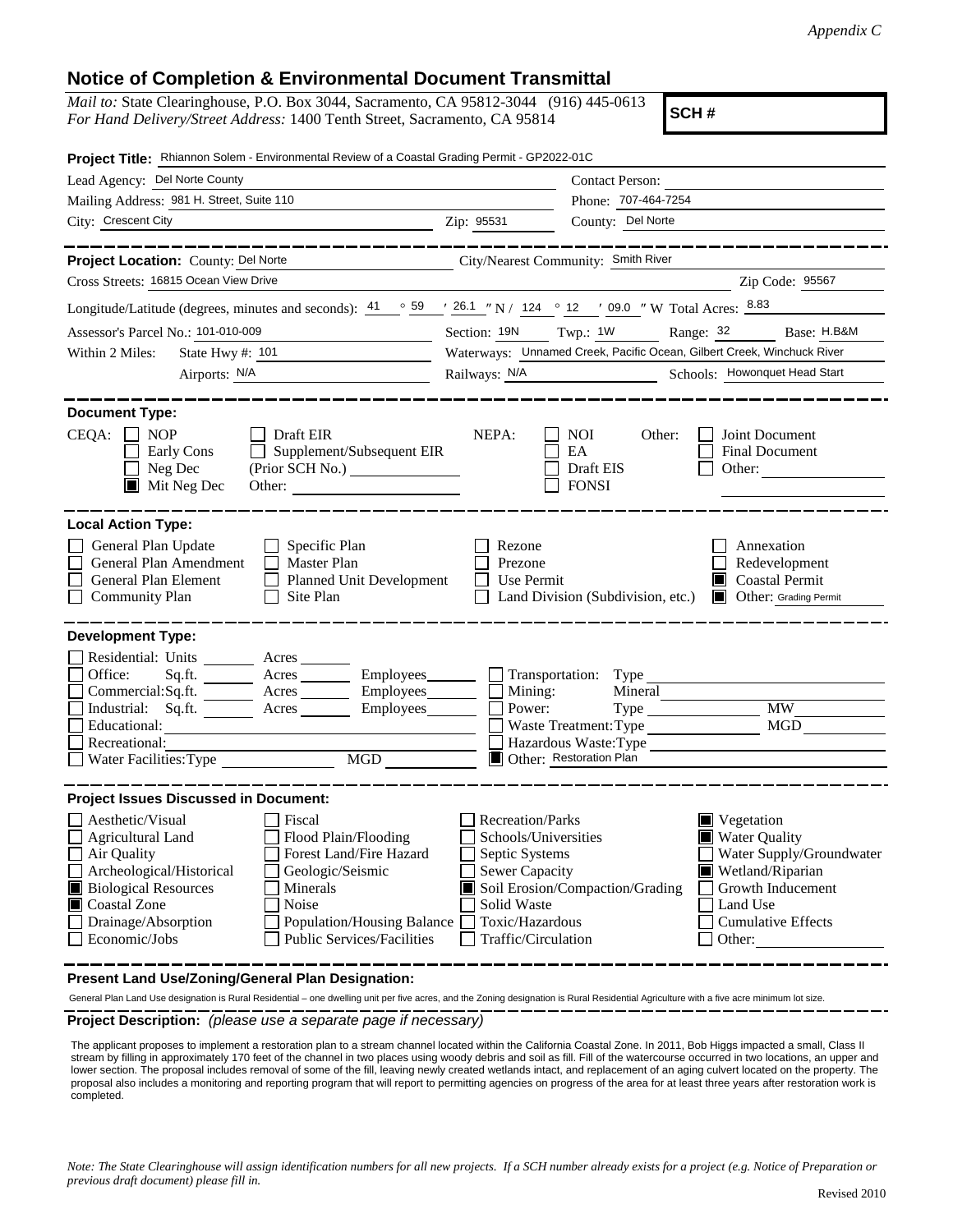*Appendix C*

## Notice of Completion & Environmental Document Transmittal

*Mail to:* State Clearinghouse, P.O. Box 3044, Sacramento, CA 95812-3044 (916) 445-0613
*For Hand Delivery/Street Address:* 1400 Tenth Street, Sacramento, CA 95814

**SCH #**

**Project Title:** Rhiannon Solem - Environmental Review of a Coastal Grading Permit - GP2022-01C

Lead Agency: Del Norte County
Contact Person:
Mailing Address: 981 H. Street, Suite 110
Phone: 707-464-7254
City: Crescent City
Zip: 95531
County: Del Norte

---

**Project Location:** County: Del Norte
City/Nearest Community: Smith River
Cross Streets: 16815 Ocean View Drive
Zip Code: 95567

Longitude/Latitude (degrees, minutes and seconds): 41 ° 59 ′ 26.1 ″ N / 124 ° 12 ′ 09.0 ″ W Total Acres: 8.83

Assessor's Parcel No.: 101-010-009
Section: 19N Twp.: 1W Range: 32 Base: H.B&M

Within 2 Miles: State Hwy #: 101
Waterways: Unnamed Creek, Pacific Ocean, Gilbert Creek, Winchuck River
Airports: N/A
Railways: N/A
Schools: Howonquet Head Start

---

**Document Type:**

CEQA: ☐ NOP ☐ Early Cons ☐ Neg Dec ☒ Mit Neg Dec ☐ Draft EIR ☐ Supplement/Subsequent EIR (Prior SCH No.) Other:

NEPA: ☐ NOI ☐ EA ☐ Draft EIS ☐ FONSI

Other: ☐ Joint Document ☐ Final Document ☐ Other:

---

**Local Action Type:**

☐ General Plan Update
☐ General Plan Amendment
☐ General Plan Element
☐ Community Plan
☐ Specific Plan
☐ Master Plan
☐ Planned Unit Development
☐ Site Plan
☐ Rezone
☐ Prezone
☐ Use Permit
☐ Land Division (Subdivision, etc.)
☐ Annexation
☐ Redevelopment
☒ Coastal Permit
☒ Other: Grading Permit

---

**Development Type:**

☐ Residential: Units Acres
☐ Office: Sq.ft. Acres Employees
☐ Commercial: Sq.ft. Acres Employees
☐ Industrial: Sq.ft. Acres Employees
☐ Educational:
☐ Recreational:
☐ Water Facilities: Type MGD
☐ Transportation: Type
☐ Mining: Mineral
☐ Power: Type MW
☐ Waste Treatment: Type MGD
☐ Hazardous Waste: Type
☒ Other: Restoration Plan

---

**Project Issues Discussed in Document:**

☐ Aesthetic/Visual
☐ Agricultural Land
☐ Air Quality
☐ Archeological/Historical
☒ Biological Resources
☒ Coastal Zone
☐ Drainage/Absorption
☐ Economic/Jobs
☐ Fiscal
☐ Flood Plain/Flooding
☐ Forest Land/Fire Hazard
☐ Geologic/Seismic
☐ Minerals
☐ Noise
☐ Population/Housing Balance
☐ Public Services/Facilities
☐ Recreation/Parks
☐ Schools/Universities
☐ Septic Systems
☐ Sewer Capacity
☒ Soil Erosion/Compaction/Grading
☐ Solid Waste
☐ Toxic/Hazardous
☐ Traffic/Circulation
☒ Vegetation
☒ Water Quality
☐ Water Supply/Groundwater
☒ Wetland/Riparian
☐ Growth Inducement
☐ Land Use
☐ Cumulative Effects
☐ Other:

---

**Present Land Use/Zoning/General Plan Designation:**

General Plan Land Use designation is Rural Residential – one dwelling unit per five acres, and the Zoning designation is Rural Residential Agriculture with a five acre minimum lot size.

**Project Description:** *(please use a separate page if necessary)*

The applicant proposes to implement a restoration plan to a stream channel located within the California Coastal Zone. In 2011, Bob Higgs impacted a small, Class II stream by filling in approximately 170 feet of the channel in two places using woody debris and soil as fill. Fill of the watercourse occurred in two locations, an upper and lower section. The proposal includes removal of some of the fill, leaving newly created wetlands intact, and replacement of an aging culvert located on the property. The proposal also includes a monitoring and reporting program that will report to permitting agencies on progress of the area for at least three years after restoration work is completed.

*Note: The State Clearinghouse will assign identification numbers for all new projects. If a SCH number already exists for a project (e.g. Notice of Preparation or previous draft document) please fill in.*

Revised 2010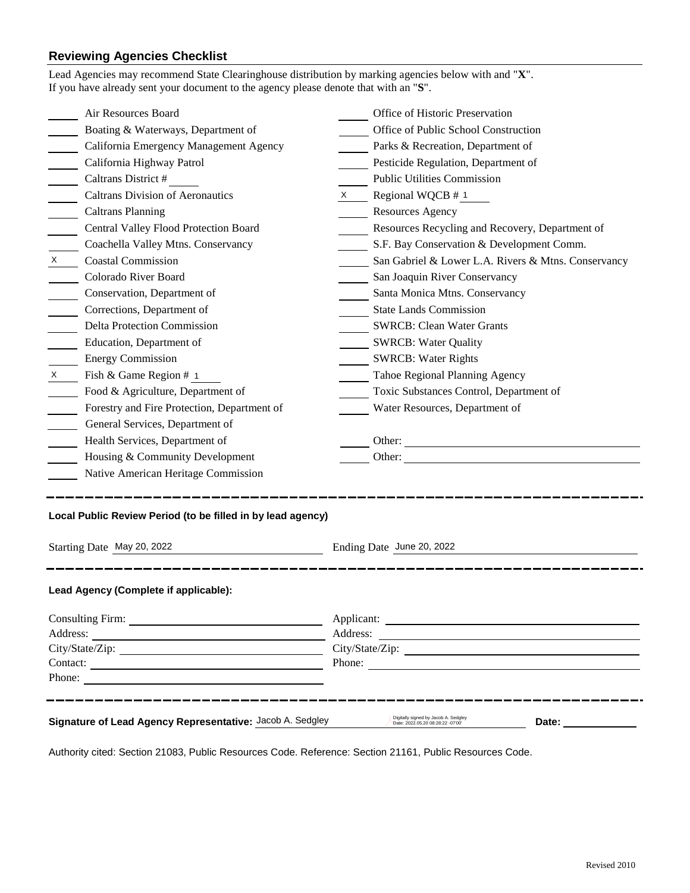## Reviewing Agencies Checklist

Lead Agencies may recommend State Clearinghouse distribution by marking agencies below with and "**X**".
If you have already sent your document to the agency please denote that with an "**S**".

| | | | |
|---|---|---|---|
| | Air Resources Board | | Office of Historic Preservation |
| | Boating & Waterways, Department of | | Office of Public School Construction |
| | California Emergency Management Agency | | Parks & Recreation, Department of |
| | California Highway Patrol | | Pesticide Regulation, Department of |
| | Caltrans District # ____ | | Public Utilities Commission |
| | Caltrans Division of Aeronautics | X | Regional WQCB # 1 |
| | Caltrans Planning | | Resources Agency |
| | Central Valley Flood Protection Board | | Resources Recycling and Recovery, Department of |
| | Coachella Valley Mtns. Conservancy | | S.F. Bay Conservation & Development Comm. |
| X | Coastal Commission | | San Gabriel & Lower L.A. Rivers & Mtns. Conservancy |
| | Colorado River Board | | San Joaquin River Conservancy |
| | Conservation, Department of | | Santa Monica Mtns. Conservancy |
| | Corrections, Department of | | State Lands Commission |
| | Delta Protection Commission | | SWRCB: Clean Water Grants |
| | Education, Department of | | SWRCB: Water Quality |
| | Energy Commission | | SWRCB: Water Rights |
| X | Fish & Game Region # 1 | | Tahoe Regional Planning Agency |
| | Food & Agriculture, Department of | | Toxic Substances Control, Department of |
| | Forestry and Fire Protection, Department of | | Water Resources, Department of |
| | General Services, Department of | | |
| | Health Services, Department of | | Other: |
| | Housing & Community Development | | Other: |
| | Native American Heritage Commission | | |

---

**Local Public Review Period (to be filled in by lead agency)**

Starting Date May 20, 2022 Ending Date June 20, 2022

---

**Lead Agency (Complete if applicable):**

Consulting Firm:
Address:
City/State/Zip:
Contact:
Phone:

Applicant:
Address:
City/State/Zip:
Phone:

---

**Signature of Lead Agency Representative:** Jacob A. Sedgley Digitally signed by Jacob A. Sedgley Date: 2022.05.20 08:28:22 -07'00' **Date:**

Authority cited: Section 21083, Public Resources Code. Reference: Section 21161, Public Resources Code.

Revised 2010